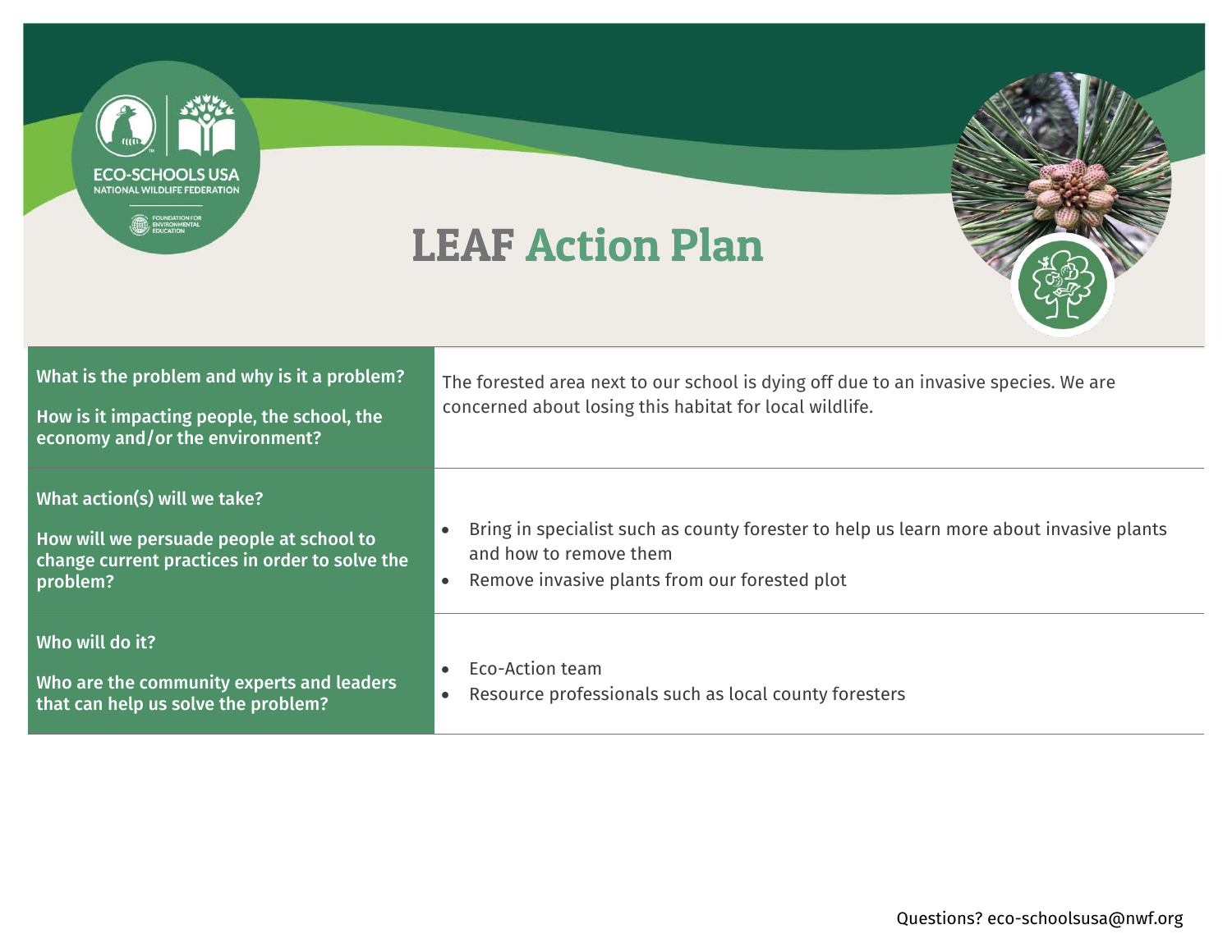# LEAF Action Plan

| | |
|---|---|
| **What is the problem and why is it a problem?**<br><br>**How is it impacting people, the school, the economy and/or the environment?** | The forested area next to our school is dying off due to an invasive species. We are concerned about losing this habitat for local wildlife. |
| **What action(s) will we take?**<br><br>**How will we persuade people at school to change current practices in order to solve the problem?** | • Bring in specialist such as county forester to help us learn more about invasive plants and how to remove them<br>• Remove invasive plants from our forested plot |
| **Who will do it?**<br><br>**Who are the community experts and leaders that can help us solve the problem?** | • Eco-Action team<br>• Resource professionals such as local county foresters |

Questions? eco-schoolsusa@nwf.org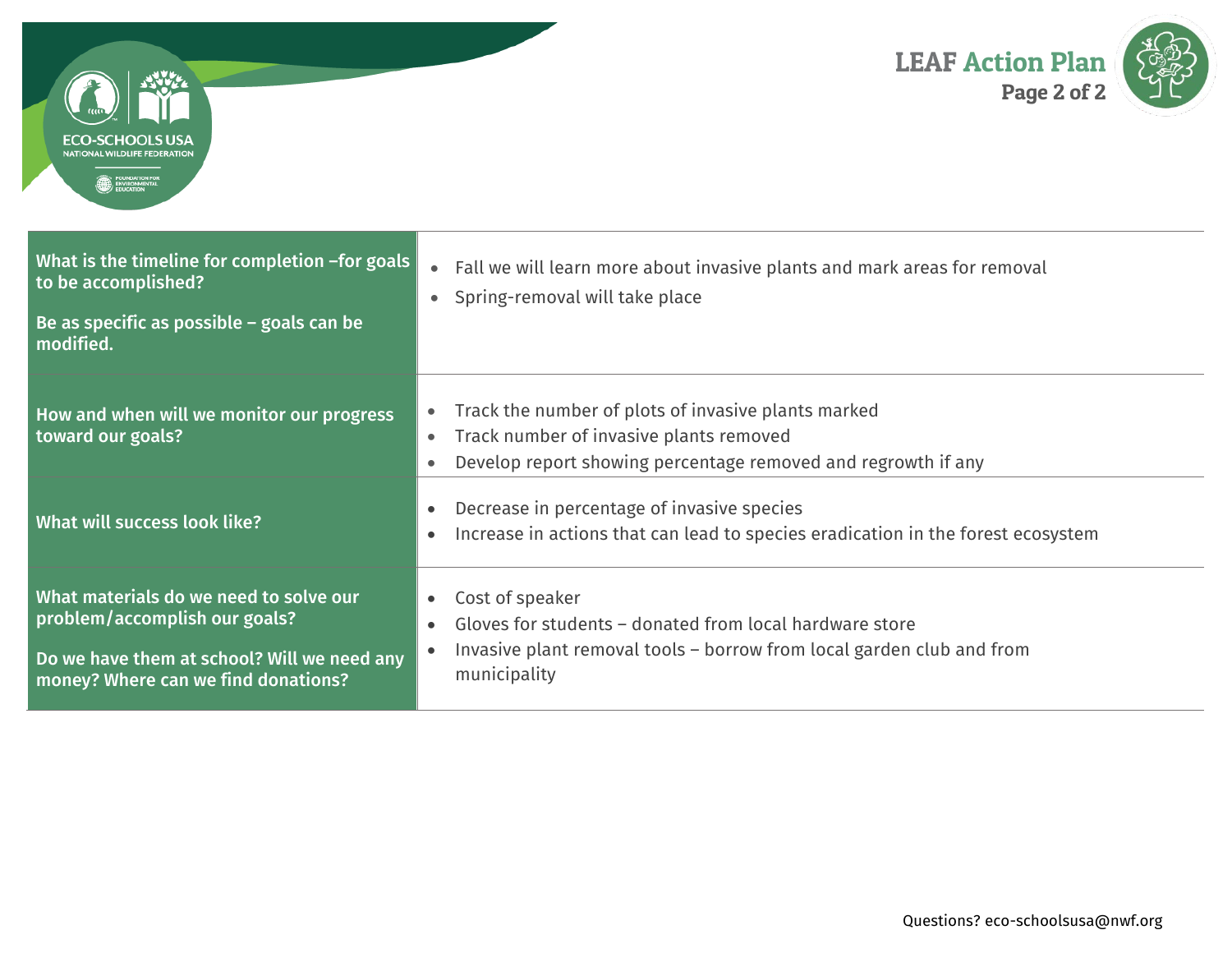| | |
|---|---|
| **What is the timeline for completion –for goals to be accomplished?**<br><br>**Be as specific as possible – goals can be modified.** | • Fall we will learn more about invasive plants and mark areas for removal<br>• Spring-removal will take place |
| **How and when will we monitor our progress toward our goals?** | • Track the number of plots of invasive plants marked<br>• Track number of invasive plants removed<br>• Develop report showing percentage removed and regrowth if any |
| **What will success look like?** | • Decrease in percentage of invasive species<br>• Increase in actions that can lead to species eradication in the forest ecosystem |
| **What materials do we need to solve our problem/accomplish our goals?**<br><br>**Do we have them at school? Will we need any money? Where can we find donations?** | • Cost of speaker<br>• Gloves for students – donated from local hardware store<br>• Invasive plant removal tools – borrow from local garden club and from municipality |

Questions? eco-schoolsusa@nwf.org